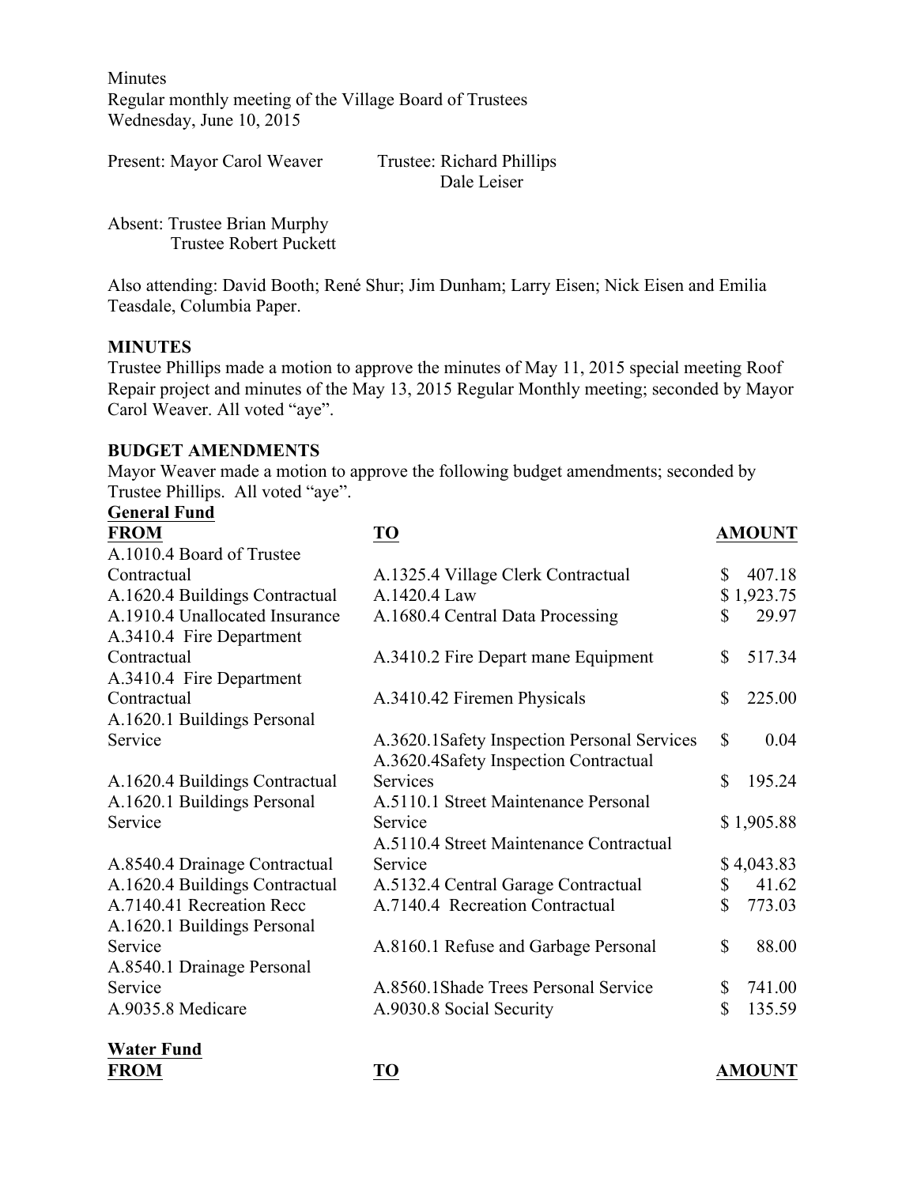Minutes
Regular monthly meeting of the Village Board of Trustees
Wednesday, June 10, 2015

Present: Mayor Carol Weaver Trustee: Richard Phillips
Dale Leiser

Absent: Trustee Brian Murphy
Trustee Robert Puckett

Also attending: David Booth; René Shur; Jim Dunham; Larry Eisen; Nick Eisen and Emilia Teasdale, Columbia Paper.

**MINUTES**

Trustee Phillips made a motion to approve the minutes of May 11, 2015 special meeting Roof Repair project and minutes of the May 13, 2015 Regular Monthly meeting; seconded by Mayor Carol Weaver. All voted "aye".

**BUDGET AMENDMENTS**

Mayor Weaver made a motion to approve the following budget amendments; seconded by Trustee Phillips. All voted "aye".

**General Fund**

| FROM | TO | AMOUNT |
|---|---|---|
| A.1010.4 Board of Trustee Contractual | A.1325.4 Village Clerk Contractual | $ 407.18 |
| A.1620.4 Buildings Contractual | A.1420.4 Law | $ 1,923.75 |
| A.1910.4 Unallocated Insurance | A.1680.4 Central Data Processing | $ 29.97 |
| A.3410.4 Fire Department Contractual | A.3410.2 Fire Depart mane Equipment | $ 517.34 |
| A.3410.4 Fire Department Contractual | A.3410.42 Firemen Physicals | $ 225.00 |
| A.1620.1 Buildings Personal Service | A.3620.1Safety Inspection Personal Services | $ 0.04 |
| A.1620.4 Buildings Contractual | A.3620.4Safety Inspection Contractual Services | $ 195.24 |
| A.1620.1 Buildings Personal Service | A.5110.1 Street Maintenance Personal Service | $ 1,905.88 |
| A.8540.4 Drainage Contractual | A.5110.4 Street Maintenance Contractual Service | $ 4,043.83 |
| A.1620.4 Buildings Contractual | A.5132.4 Central Garage Contractual | $ 41.62 |
| A.7140.41 Recreation Recc | A.7140.4 Recreation Contractual | $ 773.03 |
| A.1620.1 Buildings Personal Service | A.8160.1 Refuse and Garbage Personal | $ 88.00 |
| A.8540.1 Drainage Personal Service | A.8560.1Shade Trees Personal Service | $ 741.00 |
| A.9035.8 Medicare | A.9030.8 Social Security | $ 135.59 |

**Water Fund**

| FROM | TO | AMOUNT |
|---|---|---|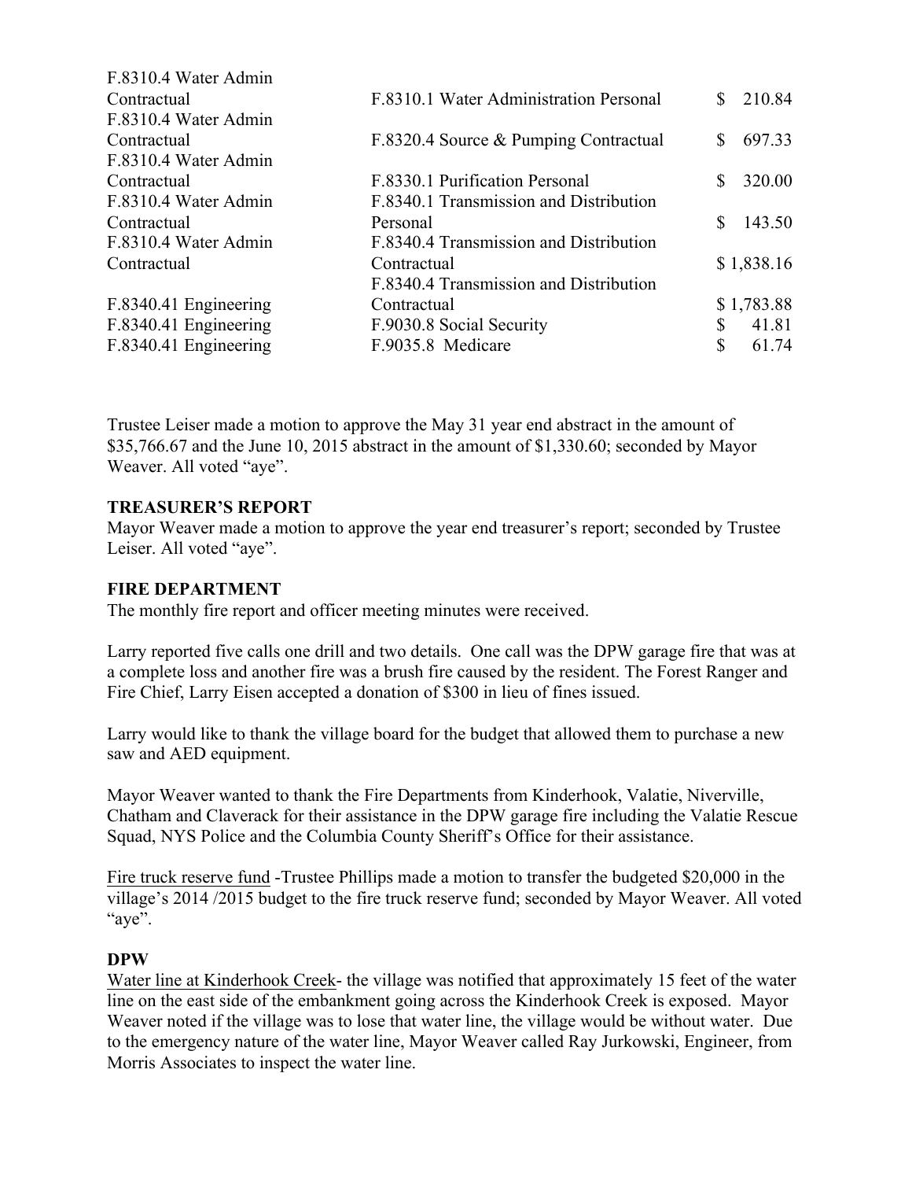| | | |
|---|---|---|
| F.8310.4 Water Admin Contractual | F.8310.1 Water Administration Personal | $ 210.84 |
| F.8310.4 Water Admin Contractual | F.8320.4 Source & Pumping Contractual | $ 697.33 |
| F.8310.4 Water Admin Contractual | F.8330.1 Purification Personal | $ 320.00 |
| F.8310.4 Water Admin Contractual | F.8340.1 Transmission and Distribution Personal | $ 143.50 |
| F.8310.4 Water Admin Contractual | F.8340.4 Transmission and Distribution Contractual | $ 1,838.16 |
| F.8340.41 Engineering | F.8340.4 Transmission and Distribution Contractual | $ 1,783.88 |
| F.8340.41 Engineering | F.9030.8 Social Security | $ 41.81 |
| F.8340.41 Engineering | F.9035.8 Medicare | $ 61.74 |

Trustee Leiser made a motion to approve the May 31 year end abstract in the amount of $35,766.67 and the June 10, 2015 abstract in the amount of $1,330.60; seconded by Mayor Weaver. All voted "aye".

**TREASURER'S REPORT**

Mayor Weaver made a motion to approve the year end treasurer's report; seconded by Trustee Leiser. All voted "aye".

**FIRE DEPARTMENT**

The monthly fire report and officer meeting minutes were received.

Larry reported five calls one drill and two details. One call was the DPW garage fire that was at a complete loss and another fire was a brush fire caused by the resident. The Forest Ranger and Fire Chief, Larry Eisen accepted a donation of $300 in lieu of fines issued.

Larry would like to thank the village board for the budget that allowed them to purchase a new saw and AED equipment.

Mayor Weaver wanted to thank the Fire Departments from Kinderhook, Valatie, Niverville, Chatham and Claverack for their assistance in the DPW garage fire including the Valatie Rescue Squad, NYS Police and the Columbia County Sheriff's Office for their assistance.

Fire truck reserve fund -Trustee Phillips made a motion to transfer the budgeted $20,000 in the village's 2014 /2015 budget to the fire truck reserve fund; seconded by Mayor Weaver. All voted "aye".

**DPW**

Water line at Kinderhook Creek- the village was notified that approximately 15 feet of the water line on the east side of the embankment going across the Kinderhook Creek is exposed. Mayor Weaver noted if the village was to lose that water line, the village would be without water. Due to the emergency nature of the water line, Mayor Weaver called Ray Jurkowski, Engineer, from Morris Associates to inspect the water line.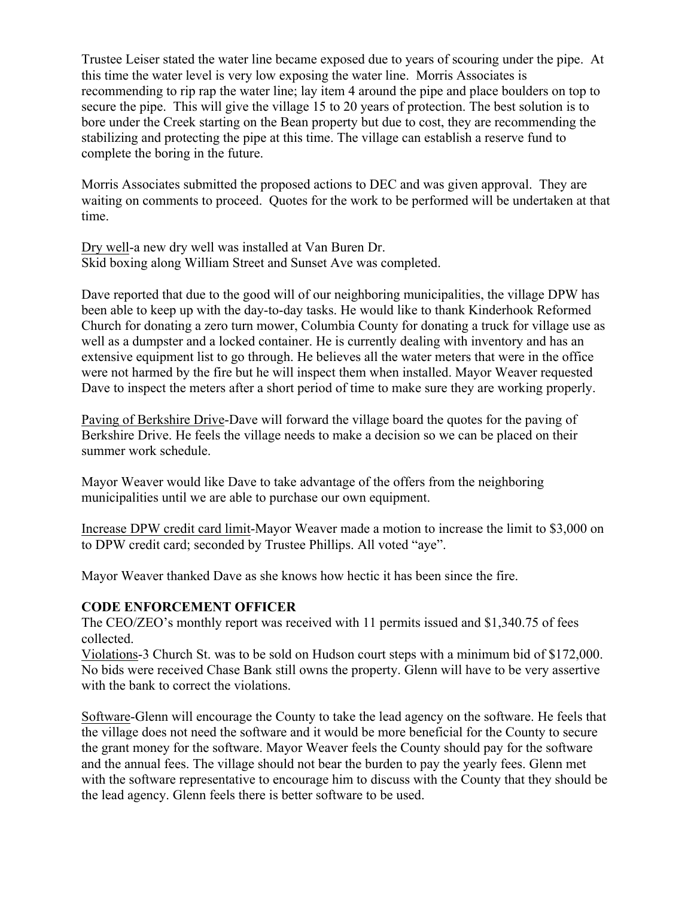Trustee Leiser stated the water line became exposed due to years of scouring under the pipe. At this time the water level is very low exposing the water line. Morris Associates is recommending to rip rap the water line; lay item 4 around the pipe and place boulders on top to secure the pipe. This will give the village 15 to 20 years of protection. The best solution is to bore under the Creek starting on the Bean property but due to cost, they are recommending the stabilizing and protecting the pipe at this time. The village can establish a reserve fund to complete the boring in the future.

Morris Associates submitted the proposed actions to DEC and was given approval. They are waiting on comments to proceed. Quotes for the work to be performed will be undertaken at that time.

<u>Dry well</u>-a new dry well was installed at Van Buren Dr.
Skid boxing along William Street and Sunset Ave was completed.

Dave reported that due to the good will of our neighboring municipalities, the village DPW has been able to keep up with the day-to-day tasks. He would like to thank Kinderhook Reformed Church for donating a zero turn mower, Columbia County for donating a truck for village use as well as a dumpster and a locked container. He is currently dealing with inventory and has an extensive equipment list to go through. He believes all the water meters that were in the office were not harmed by the fire but he will inspect them when installed. Mayor Weaver requested Dave to inspect the meters after a short period of time to make sure they are working properly.

<u>Paving of Berkshire Drive</u>-Dave will forward the village board the quotes for the paving of Berkshire Drive. He feels the village needs to make a decision so we can be placed on their summer work schedule.

Mayor Weaver would like Dave to take advantage of the offers from the neighboring municipalities until we are able to purchase our own equipment.

<u>Increase DPW credit card limit</u>-Mayor Weaver made a motion to increase the limit to $3,000 on to DPW credit card; seconded by Trustee Phillips. All voted "aye".

Mayor Weaver thanked Dave as she knows how hectic it has been since the fire.

**CODE ENFORCEMENT OFFICER**

The CEO/ZEO's monthly report was received with 11 permits issued and $1,340.75 of fees collected.

<u>Violations</u>-3 Church St. was to be sold on Hudson court steps with a minimum bid of $172,000. No bids were received Chase Bank still owns the property. Glenn will have to be very assertive with the bank to correct the violations.

<u>Software</u>-Glenn will encourage the County to take the lead agency on the software. He feels that the village does not need the software and it would be more beneficial for the County to secure the grant money for the software. Mayor Weaver feels the County should pay for the software and the annual fees. The village should not bear the burden to pay the yearly fees. Glenn met with the software representative to encourage him to discuss with the County that they should be the lead agency. Glenn feels there is better software to be used.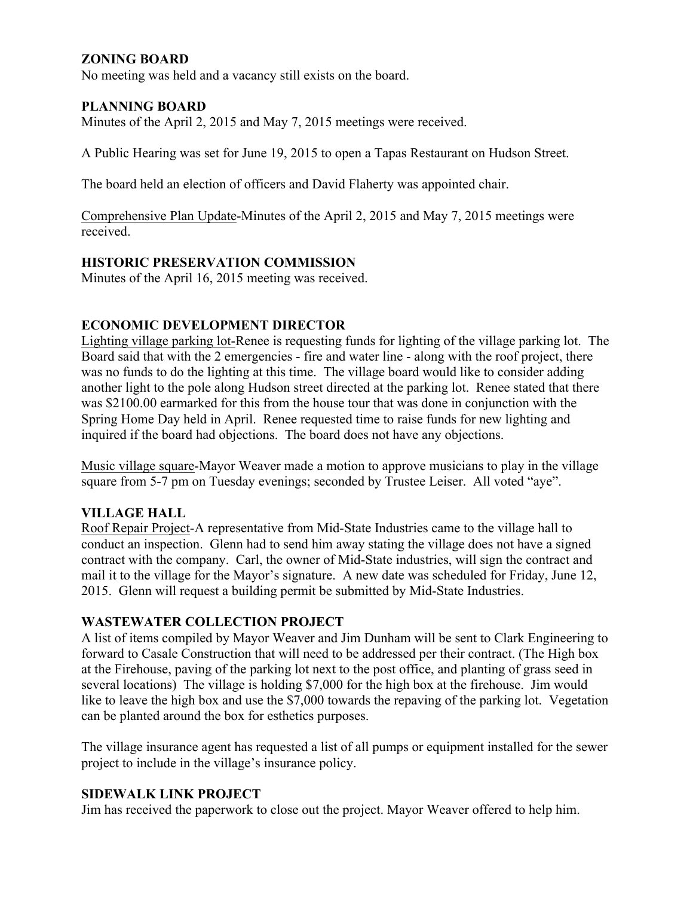## ZONING BOARD

No meeting was held and a vacancy still exists on the board.

## PLANNING BOARD

Minutes of the April 2, 2015 and May 7, 2015 meetings were received.

A Public Hearing was set for June 19, 2015 to open a Tapas Restaurant on Hudson Street.

The board held an election of officers and David Flaherty was appointed chair.

Comprehensive Plan Update-Minutes of the April 2, 2015 and May 7, 2015 meetings were received.

## HISTORIC PRESERVATION COMMISSION

Minutes of the April 16, 2015 meeting was received.

## ECONOMIC DEVELOPMENT DIRECTOR

Lighting village parking lot-Renee is requesting funds for lighting of the village parking lot. The Board said that with the 2 emergencies - fire and water line - along with the roof project, there was no funds to do the lighting at this time. The village board would like to consider adding another light to the pole along Hudson street directed at the parking lot. Renee stated that there was $2100.00 earmarked for this from the house tour that was done in conjunction with the Spring Home Day held in April. Renee requested time to raise funds for new lighting and inquired if the board had objections. The board does not have any objections.

Music village square-Mayor Weaver made a motion to approve musicians to play in the village square from 5-7 pm on Tuesday evenings; seconded by Trustee Leiser. All voted "aye".

## VILLAGE HALL

Roof Repair Project-A representative from Mid-State Industries came to the village hall to conduct an inspection. Glenn had to send him away stating the village does not have a signed contract with the company. Carl, the owner of Mid-State industries, will sign the contract and mail it to the village for the Mayor's signature. A new date was scheduled for Friday, June 12, 2015. Glenn will request a building permit be submitted by Mid-State Industries.

## WASTEWATER COLLECTION PROJECT

A list of items compiled by Mayor Weaver and Jim Dunham will be sent to Clark Engineering to forward to Casale Construction that will need to be addressed per their contract. (The High box at the Firehouse, paving of the parking lot next to the post office, and planting of grass seed in several locations) The village is holding $7,000 for the high box at the firehouse. Jim would like to leave the high box and use the $7,000 towards the repaving of the parking lot. Vegetation can be planted around the box for esthetics purposes.

The village insurance agent has requested a list of all pumps or equipment installed for the sewer project to include in the village's insurance policy.

## SIDEWALK LINK PROJECT

Jim has received the paperwork to close out the project. Mayor Weaver offered to help him.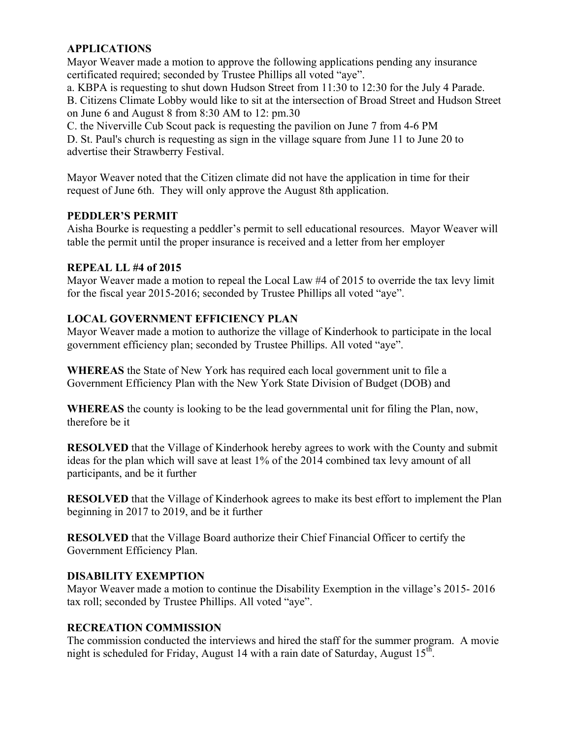**APPLICATIONS**
Mayor Weaver made a motion to approve the following applications pending any insurance certificated required; seconded by Trustee Phillips all voted "aye".
a. KBPA is requesting to shut down Hudson Street from 11:30 to 12:30 for the July 4 Parade.
B. Citizens Climate Lobby would like to sit at the intersection of Broad Street and Hudson Street on June 6 and August 8 from 8:30 AM to 12: pm.30
C. the Niverville Cub Scout pack is requesting the pavilion on June 7 from 4-6 PM
D. St. Paul's church is requesting as sign in the village square from June 11 to June 20 to advertise their Strawberry Festival.

Mayor Weaver noted that the Citizen climate did not have the application in time for their request of June 6th. They will only approve the August 8th application.

**PEDDLER'S PERMIT**
Aisha Bourke is requesting a peddler's permit to sell educational resources. Mayor Weaver will table the permit until the proper insurance is received and a letter from her employer

**REPEAL LL #4 of 2015**
Mayor Weaver made a motion to repeal the Local Law #4 of 2015 to override the tax levy limit for the fiscal year 2015-2016; seconded by Trustee Phillips all voted "aye".

**LOCAL GOVERNMENT EFFICIENCY PLAN**
Mayor Weaver made a motion to authorize the village of Kinderhook to participate in the local government efficiency plan; seconded by Trustee Phillips. All voted "aye".

**WHEREAS** the State of New York has required each local government unit to file a Government Efficiency Plan with the New York State Division of Budget (DOB) and

**WHEREAS** the county is looking to be the lead governmental unit for filing the Plan, now, therefore be it

**RESOLVED** that the Village of Kinderhook hereby agrees to work with the County and submit ideas for the plan which will save at least 1% of the 2014 combined tax levy amount of all participants, and be it further

**RESOLVED** that the Village of Kinderhook agrees to make its best effort to implement the Plan beginning in 2017 to 2019, and be it further

**RESOLVED** that the Village Board authorize their Chief Financial Officer to certify the Government Efficiency Plan.

**DISABILITY EXEMPTION**
Mayor Weaver made a motion to continue the Disability Exemption in the village's 2015- 2016 tax roll; seconded by Trustee Phillips. All voted "aye".

**RECREATION COMMISSION**
The commission conducted the interviews and hired the staff for the summer program. A movie night is scheduled for Friday, August 14 with a rain date of Saturday, August 15th.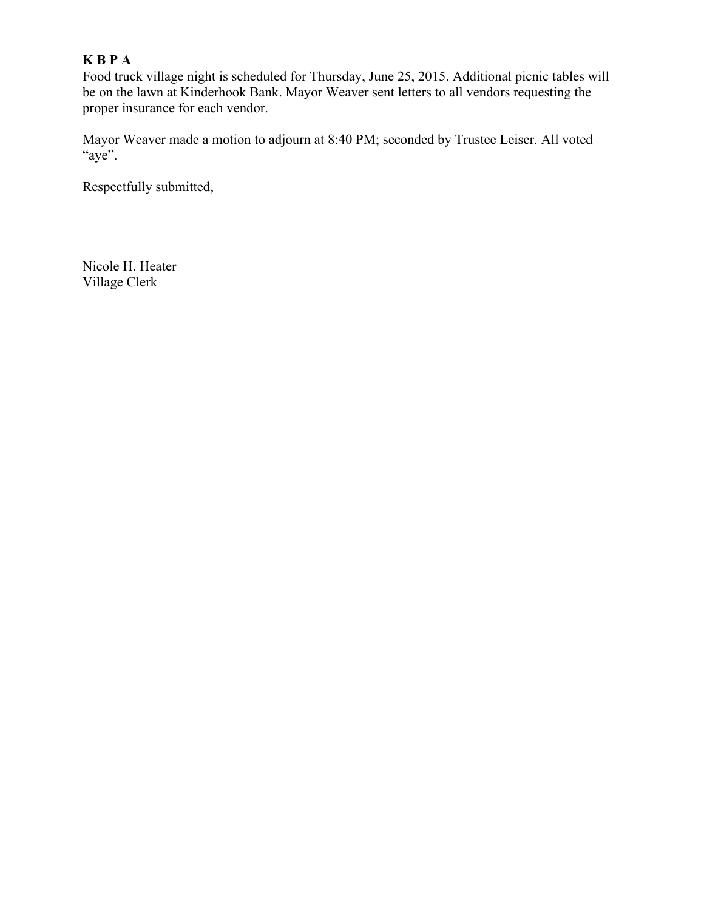**K B P A**

Food truck village night is scheduled for Thursday, June 25, 2015. Additional picnic tables will be on the lawn at Kinderhook Bank. Mayor Weaver sent letters to all vendors requesting the proper insurance for each vendor.

Mayor Weaver made a motion to adjourn at 8:40 PM; seconded by Trustee Leiser. All voted "aye".

Respectfully submitted,

Nicole H. Heater  
Village Clerk